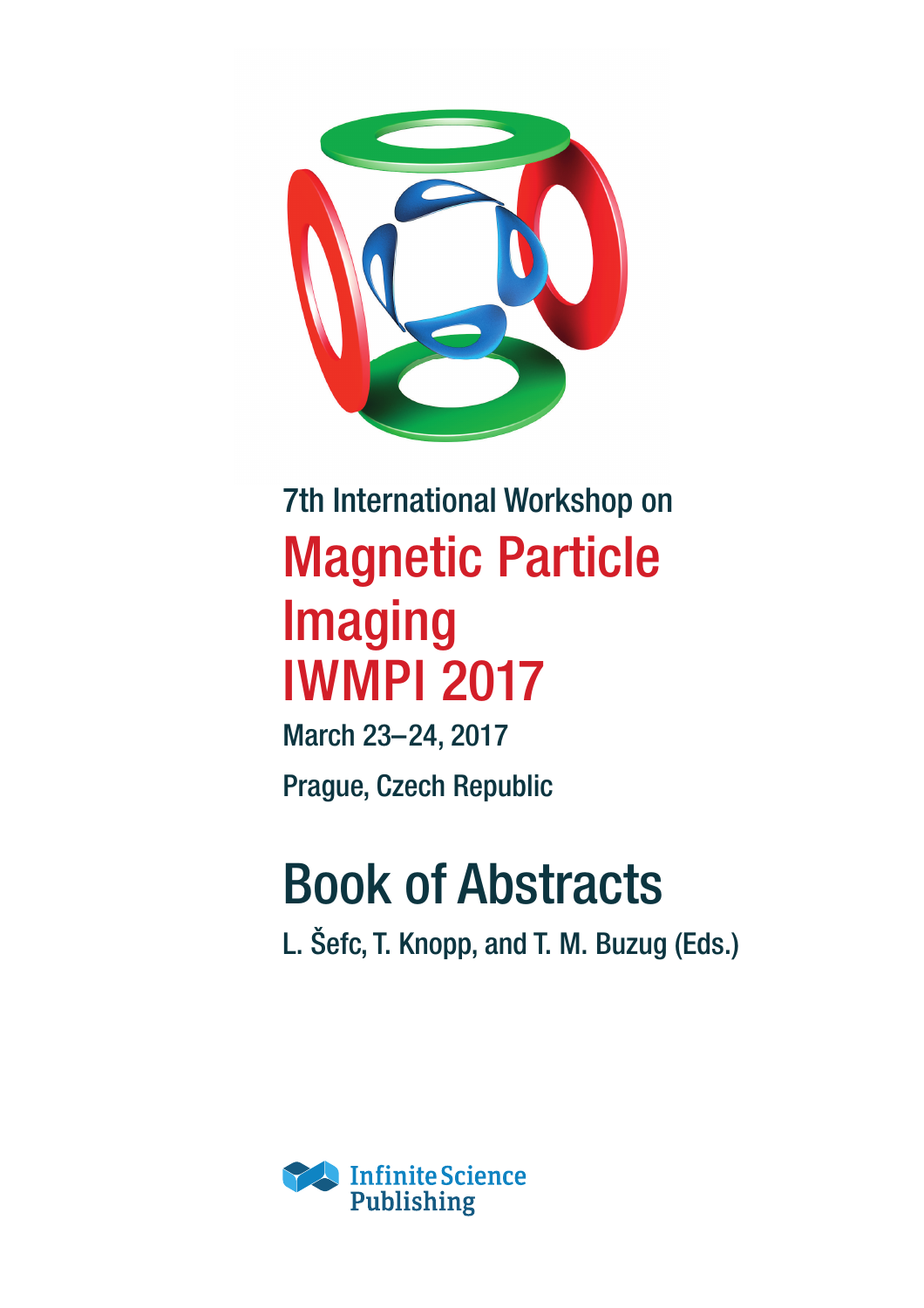7th International Workshop on

# Magnetic Particle Imaging IWMPI 2017

March 23–24, 2017

Prague, Czech Republic

# Book of Abstracts

L. Šefc, T. Knopp, and T. M. Buzug (Eds.)

Infinite Science Publishing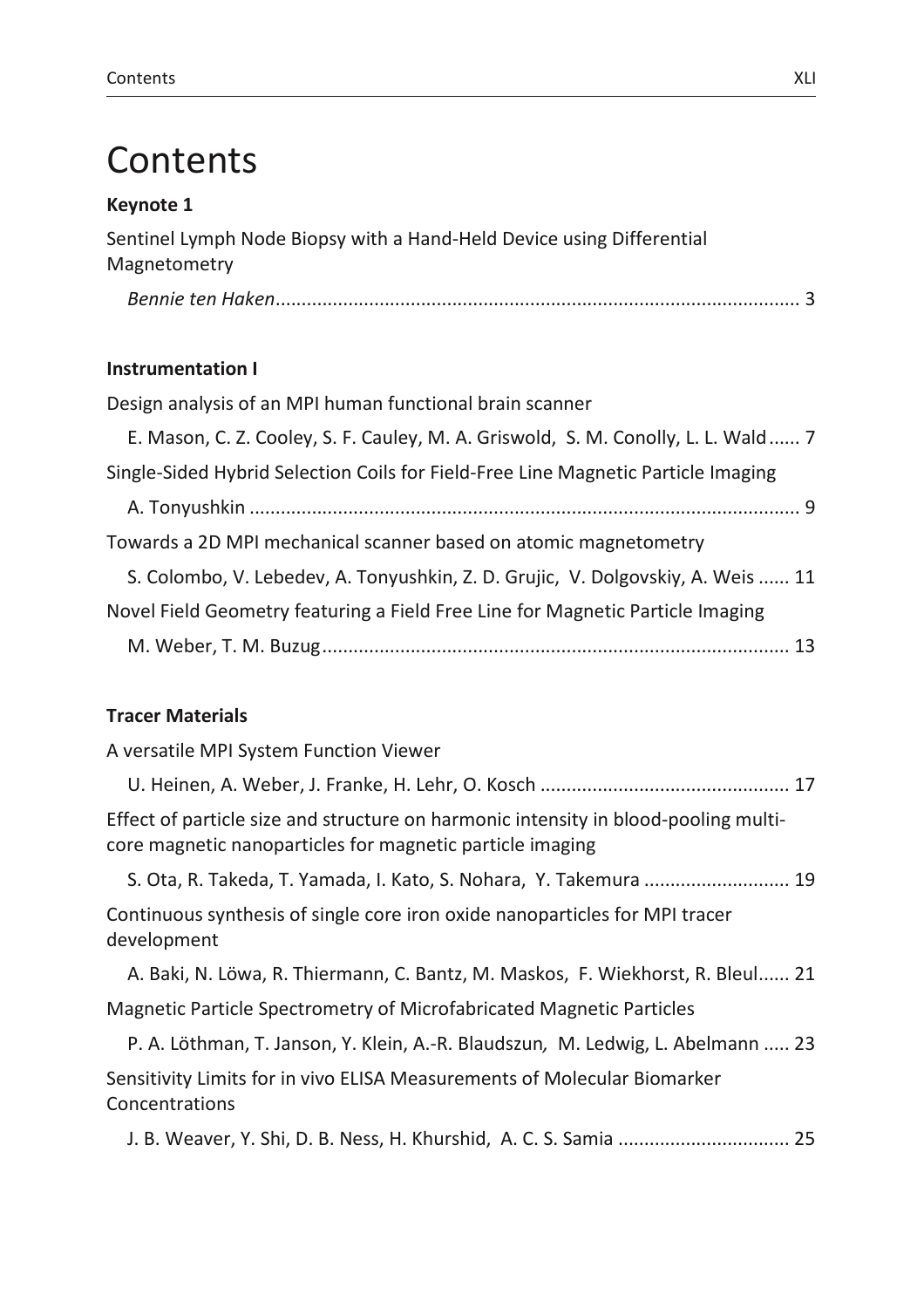# Contents

**Keynote 1**

Sentinel Lymph Node Biopsy with a Hand-Held Device using Differential Magnetometry

*Bennie ten Haken* ..... 3

**Instrumentation I**

Design analysis of an MPI human functional brain scanner

E. Mason, C. Z. Cooley, S. F. Cauley, M. A. Griswold, S. M. Conolly, L. L. Wald ..... 7

Single-Sided Hybrid Selection Coils for Field-Free Line Magnetic Particle Imaging

A. Tonyushkin ..... 9

Towards a 2D MPI mechanical scanner based on atomic magnetometry

S. Colombo, V. Lebedev, A. Tonyushkin, Z. D. Grujic, V. Dolgovskiy, A. Weis ..... 11

Novel Field Geometry featuring a Field Free Line for Magnetic Particle Imaging

M. Weber, T. M. Buzug ..... 13

**Tracer Materials**

A versatile MPI System Function Viewer

U. Heinen, A. Weber, J. Franke, H. Lehr, O. Kosch ..... 17

Effect of particle size and structure on harmonic intensity in blood-pooling multi-core magnetic nanoparticles for magnetic particle imaging

S. Ota, R. Takeda, T. Yamada, I. Kato, S. Nohara, Y. Takemura ..... 19

Continuous synthesis of single core iron oxide nanoparticles for MPI tracer development

A. Baki, N. Löwa, R. Thiermann, C. Bantz, M. Maskos, F. Wiekhorst, R. Bleul ..... 21

Magnetic Particle Spectrometry of Microfabricated Magnetic Particles

P. A. Löthman, T. Janson, Y. Klein, A.-R. Blaudszun, M. Ledwig, L. Abelmann ..... 23

Sensitivity Limits for in vivo ELISA Measurements of Molecular Biomarker Concentrations

J. B. Weaver, Y. Shi, D. B. Ness, H. Khurshid, A. C. S. Samia ..... 25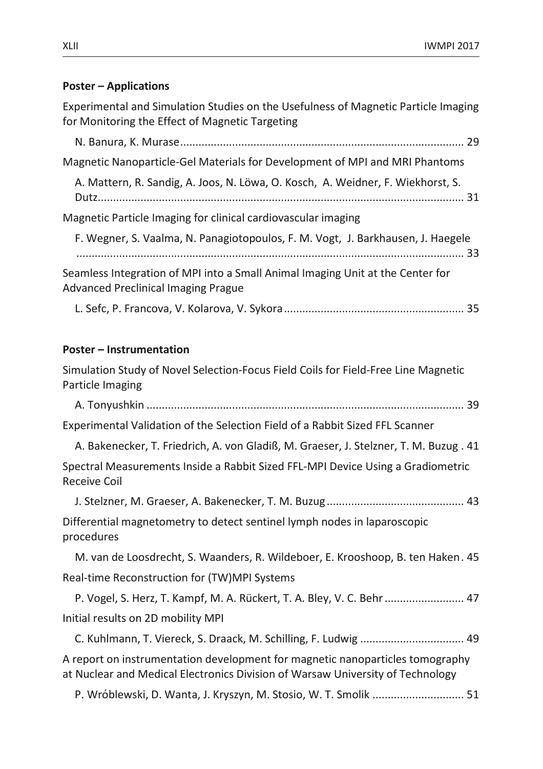## Poster – Applications

Experimental and Simulation Studies on the Usefulness of Magnetic Particle Imaging for Monitoring the Effect of Magnetic Targeting

N. Banura, K. Murase ........................................................................................ 29

Magnetic Nanoparticle-Gel Materials for Development of MPI and MRI Phantoms

A. Mattern, R. Sandig, A. Joos, N. Löwa, O. Kosch, A. Weidner, F. Wiekhorst, S. Dutz.................................................................................................................. 31

Magnetic Particle Imaging for clinical cardiovascular imaging

F. Wegner, S. Vaalma, N. Panagiotopoulos, F. M. Vogt, J. Barkhausen, J. Haegele ........................................................................................................................ 33

Seamless Integration of MPI into a Small Animal Imaging Unit at the Center for Advanced Preclinical Imaging Prague

L. Sefc, P. Francova, V. Kolarova, V. Sykora..................................................... 35

## Poster – Instrumentation

Simulation Study of Novel Selection-Focus Field Coils for Field-Free Line Magnetic Particle Imaging

A. Tonyushkin ..................................................................................................... 39

Experimental Validation of the Selection Field of a Rabbit Sized FFL Scanner

A. Bakenecker, T. Friedrich, A. von Gladiß, M. Graeser, J. Stelzner, T. M. Buzug . 41

Spectral Measurements Inside a Rabbit Sized FFL-MPI Device Using a Gradiometric Receive Coil

J. Stelzner, M. Graeser, A. Bakenecker, T. M. Buzug........................................... 43

Differential magnetometry to detect sentinel lymph nodes in laparoscopic procedures

M. van de Loosdrecht, S. Waanders, R. Wildeboer, E. Krooshoop, B. ten Haken. 45

Real-time Reconstruction for (TW)MPI Systems

P. Vogel, S. Herz, T. Kampf, M. A. Rückert, T. A. Bley, V. C. Behr ......................... 47

Initial results on 2D mobility MPI

C. Kuhlmann, T. Viereck, S. Draack, M. Schilling, F. Ludwig ................................. 49

A report on instrumentation development for magnetic nanoparticles tomography at Nuclear and Medical Electronics Division of Warsaw University of Technology

P. Wróblewski, D. Wanta, J. Kryszyn, M. Stosio, W. T. Smolik ............................. 51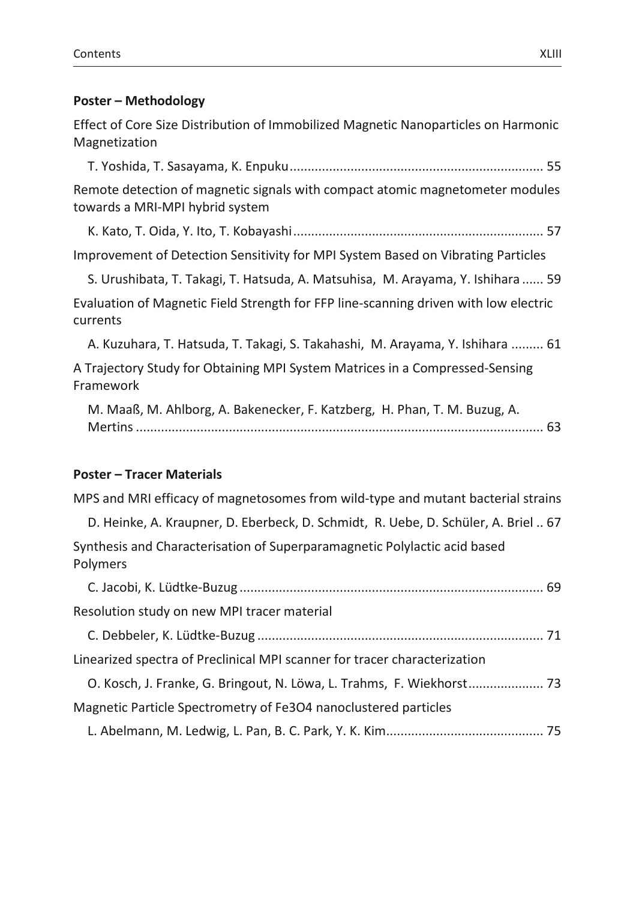## Poster – Methodology

Effect of Core Size Distribution of Immobilized Magnetic Nanoparticles on Harmonic Magnetization

T. Yoshida, T. Sasayama, K. Enpuku ........................................................................ 55

Remote detection of magnetic signals with compact atomic magnetometer modules towards a MRI-MPI hybrid system

K. Kato, T. Oida, Y. Ito, T. Kobayashi ........................................................................ 57

Improvement of Detection Sensitivity for MPI System Based on Vibrating Particles

S. Urushibata, T. Takagi, T. Hatsuda, A. Matsuhisa, M. Arayama, Y. Ishihara ...... 59

Evaluation of Magnetic Field Strength for FFP line-scanning driven with low electric currents

A. Kuzuhara, T. Hatsuda, T. Takagi, S. Takahashi, M. Arayama, Y. Ishihara ......... 61

A Trajectory Study for Obtaining MPI System Matrices in a Compressed-Sensing Framework

M. Maaß, M. Ahlborg, A. Bakenecker, F. Katzberg, H. Phan, T. M. Buzug, A. Mertins ........................................................................................................ 63

## Poster – Tracer Materials

MPS and MRI efficacy of magnetosomes from wild-type and mutant bacterial strains

D. Heinke, A. Kraupner, D. Eberbeck, D. Schmidt, R. Uebe, D. Schüler, A. Briel .. 67

Synthesis and Characterisation of Superparamagnetic Polylactic acid based Polymers

C. Jacobi, K. Lüdtke-Buzug ........................................................................................ 69

Resolution study on new MPI tracer material

C. Debbeler, K. Lüdtke-Buzug ..................................................................................... 71

Linearized spectra of Preclinical MPI scanner for tracer characterization

O. Kosch, J. Franke, G. Bringout, N. Löwa, L. Trahms, F. Wiekhorst..................... 73

Magnetic Particle Spectrometry of $Fe_3O_4$ nanoclustered particles

L. Abelmann, M. Ledwig, L. Pan, B. C. Park, Y. K. Kim............................................ 75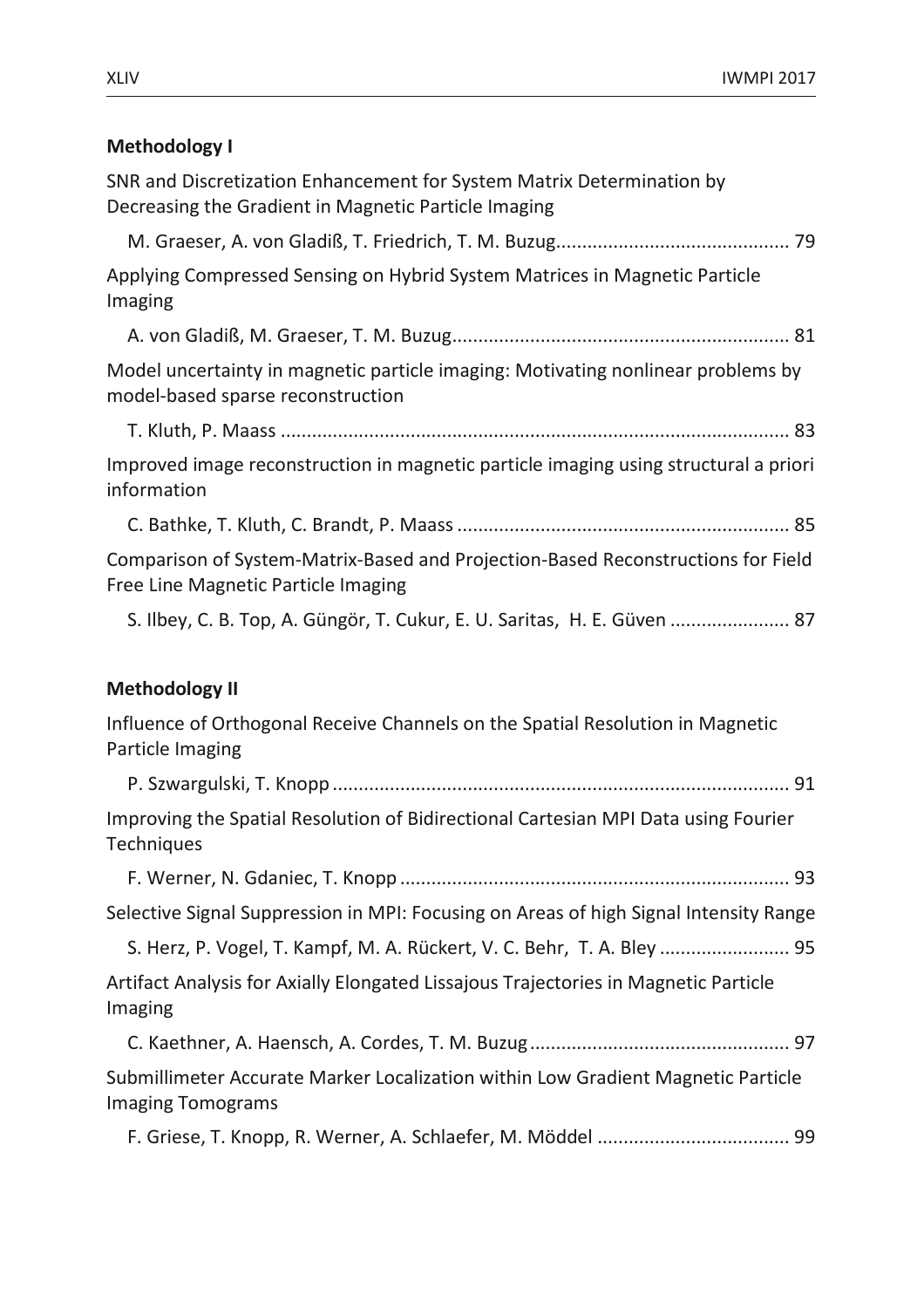**Methodology I**

SNR and Discretization Enhancement for System Matrix Determination by Decreasing the Gradient in Magnetic Particle Imaging

M. Graeser, A. von Gladiß, T. Friedrich, T. M. Buzug............................................ 79

Applying Compressed Sensing on Hybrid System Matrices in Magnetic Particle Imaging

A. von Gladiß, M. Graeser, T. M. Buzug................................................................ 81

Model uncertainty in magnetic particle imaging: Motivating nonlinear problems by model-based sparse reconstruction

T. Kluth, P. Maass ................................................................................................. 83

Improved image reconstruction in magnetic particle imaging using structural a priori information

C. Bathke, T. Kluth, C. Brandt, P. Maass ............................................................... 85

Comparison of System-Matrix-Based and Projection-Based Reconstructions for Field Free Line Magnetic Particle Imaging

S. Ilbey, C. B. Top, A. Güngör, T. Cukur, E. U. Saritas, H. E. Güven ...................... 87

**Methodology II**

Influence of Orthogonal Receive Channels on the Spatial Resolution in Magnetic Particle Imaging

P. Szwargulski, T. Knopp ....................................................................................... 91

Improving the Spatial Resolution of Bidirectional Cartesian MPI Data using Fourier Techniques

F. Werner, N. Gdaniec, T. Knopp .......................................................................... 93

Selective Signal Suppression in MPI: Focusing on Areas of high Signal Intensity Range

S. Herz, P. Vogel, T. Kampf, M. A. Rückert, V. C. Behr, T. A. Bley ......................... 95

Artifact Analysis for Axially Elongated Lissajous Trajectories in Magnetic Particle Imaging

C. Kaethner, A. Haensch, A. Cordes, T. M. Buzug ................................................. 97

Submillimeter Accurate Marker Localization within Low Gradient Magnetic Particle Imaging Tomograms

F. Griese, T. Knopp, R. Werner, A. Schlaefer, M. Möddel .................................... 99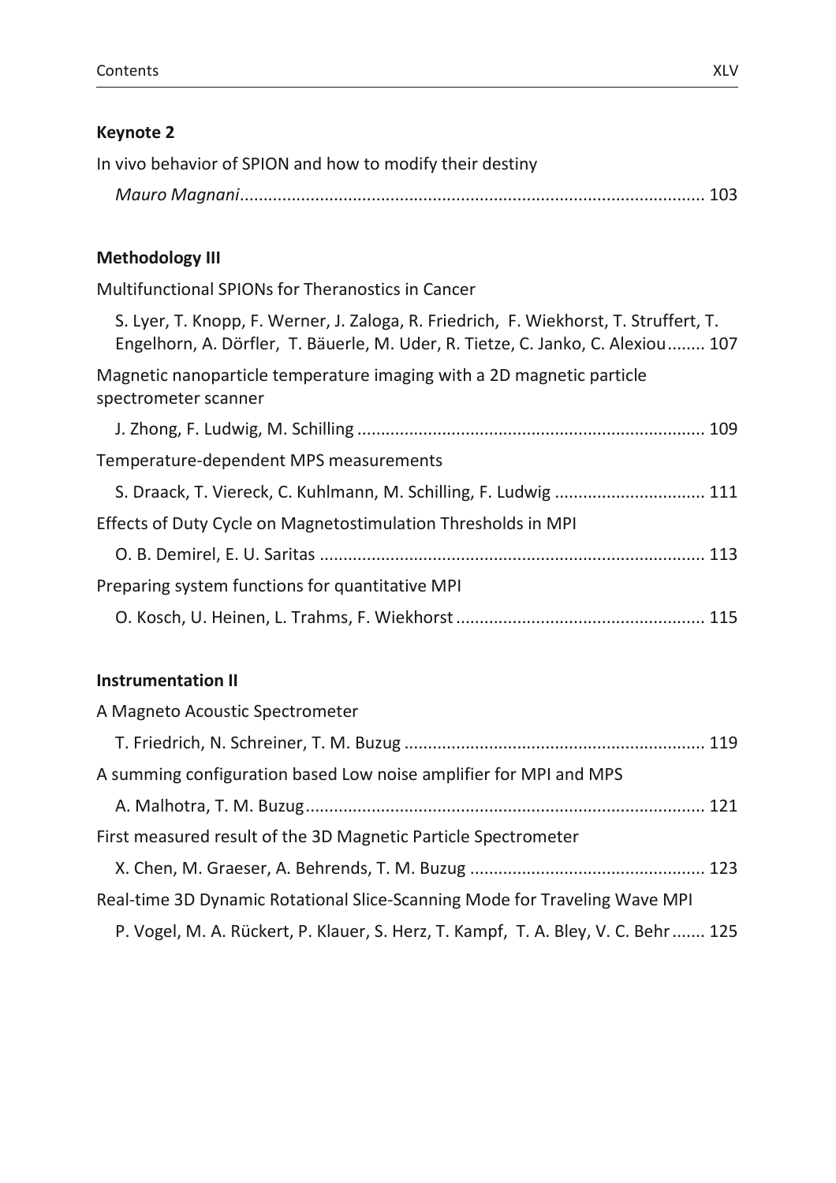**Keynote 2**

In vivo behavior of SPION and how to modify their destiny

*Mauro Magnani* ........ 103

**Methodology III**

Multifunctional SPIONs for Theranostics in Cancer

S. Lyer, T. Knopp, F. Werner, J. Zaloga, R. Friedrich, F. Wiekhorst, T. Struffert, T. Engelhorn, A. Dörfler, T. Bäuerle, M. Uder, R. Tietze, C. Janko, C. Alexiou........ 107

Magnetic nanoparticle temperature imaging with a 2D magnetic particle spectrometer scanner

J. Zhong, F. Ludwig, M. Schilling ........ 109

Temperature-dependent MPS measurements

S. Draack, T. Viereck, C. Kuhlmann, M. Schilling, F. Ludwig ........ 111

Effects of Duty Cycle on Magnetostimulation Thresholds in MPI

O. B. Demirel, E. U. Saritas ........ 113

Preparing system functions for quantitative MPI

O. Kosch, U. Heinen, L. Trahms, F. Wiekhorst ........ 115

**Instrumentation II**

A Magneto Acoustic Spectrometer

T. Friedrich, N. Schreiner, T. M. Buzug ........ 119

A summing configuration based Low noise amplifier for MPI and MPS

A. Malhotra, T. M. Buzug ........ 121

First measured result of the 3D Magnetic Particle Spectrometer

X. Chen, M. Graeser, A. Behrends, T. M. Buzug ........ 123

Real-time 3D Dynamic Rotational Slice-Scanning Mode for Traveling Wave MPI

P. Vogel, M. A. Rückert, P. Klauer, S. Herz, T. Kampf, T. A. Bley, V. C. Behr ........ 125